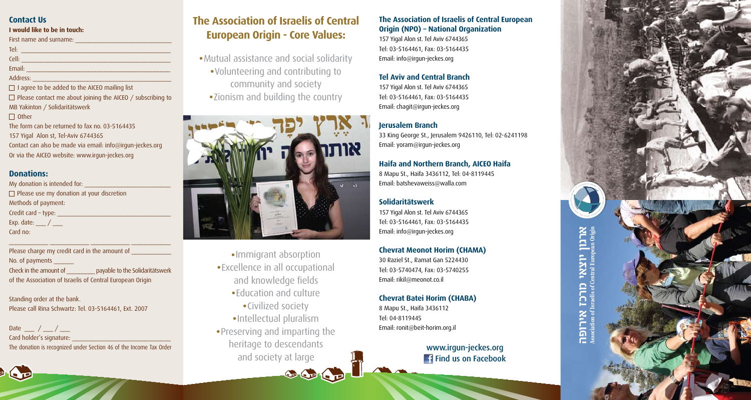## Contact Us

**I would like to be in touch:**

First name and surname: ___________________________

Tel: ___________________________________________

Cell: ___________________________________________

Email: __________________________________________

Address: ________________________________________

☐ I agree to be added to the AICEO mailing list

☐ Please contact me about joining the AICEO / subscribing to MB Yakinton / Solidaritätswerk

☐ Other

The form can be returned to fax no. 03-5164435

157 Yigal Alon st, Tel-Aviv 6744365

Contact can also be made via email: info@irgun-jeckes.org

Or via the AICEO website: www.irgun-jeckes.org

## Donations:

My donation is intended for: _______________________

☐ Please use my donation at your discretion

Methods of payment:

Credit card – type: ________________________________

Exp. date: ___ / ___

Card no:

___________ ___________ ___________ ___________

Please charge my credit card in the amount of ___________

No. of payments ______

Check in the amount of _________ payable to the Solidaritätswerk of the Association of Israelis of Central European Origin

Standing order at the bank.

Please call Rina Schwartz: Tel. 03-5164461, Ext. 2007

Date ___ / ___ / ___

Card holder's signature: ___________________________

The donation is recognized under Section 46 of the Income Tax Order

# The Association of Israelis of Central European Origin - Core Values:

- Mutual assistance and social solidarity
- Volunteering and contributing to community and society
- Zionism and building the country
- Immigrant absorption
- Excellence in all occupational and knowledge fields
- Education and culture
- Civilized society
- Intellectual pluralism
- Preserving and imparting the heritage to descendants and society at large

### The Association of Israelis of Central European Origin (NPO) – National Organization

157 Yigal Alon st. Tel Aviv 6744365

Tel: 03-5164461, Fax: 03-5164435

Email: info@irgun-jeckes.org

### Tel Aviv and Central Branch

157 Yigal Alon st. Tel Aviv 6744365

Tel: 03-5164461, Fax: 03-5164435

Email: chagit@irgun-jeckes.org

### Jerusalem Branch

33 King George St., Jerusalem 9426110, Tel: 02-6241198

Email: yoram@irgun-jeckes.org

### Haifa and Northern Branch, AICEO Haifa

8 Mapu St., Haifa 3436112, Tel: 04-8119445

Email: batshevaweiss@walla.com

### Solidaritätswerk

157 Yigal Alon st. Tel Aviv 6744365

Tel: 03-5164461, Fax: 03-5164435

Email: info@irgun-jeckes.org

### Chevrat Meonot Horim (CHAMA)

30 Raziel St., Ramat Gan 5224430

Tel: 03-5740474, Fax: 03-5740255

Email: rikil@meonot.co.il

### Chevrat Batei Horim (CHABA)

8 Mapu St., Haifa 3436112

Tel: 04-8119445

Email: ronit@beit-horim.org.il

www.irgun-jeckes.org

Find us on Facebook

ארגון יוצאי מרכז אירופה

Association of Israelis of Central European Origin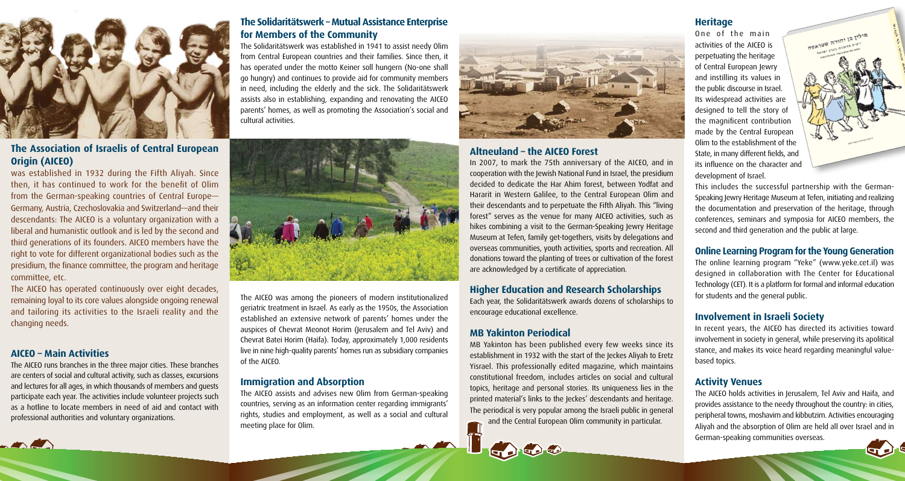## The Association of Israelis of Central European Origin (AICEO)

was established in 1932 during the Fifth Aliyah. Since then, it has continued to work for the benefit of Olim from the German-speaking countries of Central Europe—Germany, Austria, Czechoslovakia and Switzerland—and their descendants: The AICEO is a voluntary organization with a liberal and humanistic outlook and is led by the second and third generations of its founders. AICEO members have the right to vote for different organizational bodies such as the presidium, the finance committee, the program and heritage committee, etc.

The AICEO has operated continuously over eight decades, remaining loyal to its core values alongside ongoing renewal and tailoring its activities to the Israeli reality and the changing needs.

### AICEO – Main Activities

The AICEO runs branches in the three major cities. These branches are centers of social and cultural activity, such as classes, excursions and lectures for all ages, in which thousands of members and guests participate each year. The activities include volunteer projects such as a hotline to locate members in need of aid and contact with professional authorities and voluntary organizations.

## The Solidaritätswerk – Mutual Assistance Enterprise for Members of the Community

The Solidaritätswerk was established in 1941 to assist needy Olim from Central European countries and their families. Since then, it has operated under the motto Keiner soll hungern (No-one shall go hungry) and continues to provide aid for community members in need, including the elderly and the sick. The Solidaritätswerk assists also in establishing, expanding and renovating the AICEO parents' homes, as well as promoting the Association's social and cultural activities.

The AICEO was among the pioneers of modern institutionalized geriatric treatment in Israel. As early as the 1950s, the Association established an extensive network of parents' homes under the auspices of Chevrat Meonot Horim (Jerusalem and Tel Aviv) and Chevrat Batei Horim (Haifa). Today, approximately 1,000 residents live in nine high-quality parents' homes run as subsidiary companies of the AICEO.

### Immigration and Absorption

The AICEO assists and advises new Olim from German-speaking countries, serving as an information center regarding immigrants' rights, studies and employment, as well as a social and cultural meeting place for Olim.

### Altneuland – the AICEO Forest

In 2007, to mark the 75th anniversary of the AICEO, and in cooperation with the Jewish National Fund in Israel, the presidium decided to dedicate the Har Ahim forest, between Yodfat and Hararit in Western Galilee, to the Central European Olim and their descendants and to perpetuate the Fifth Aliyah. This "living forest" serves as the venue for many AICEO activities, such as hikes combining a visit to the German-Speaking Jewry Heritage Museum at Tefen, family get-togethers, visits by delegations and overseas communities, youth activities, sports and recreation. All donations toward the planting of trees or cultivation of the forest are acknowledged by a certificate of appreciation.

### Higher Education and Research Scholarships

Each year, the Solidaritätswerk awards dozens of scholarships to encourage educational excellence.

### MB Yakinton Periodical

MB Yakinton has been published every few weeks since its establishment in 1932 with the start of the Jeckes Aliyah to Eretz Yisrael. This professionally edited magazine, which maintains constitutional freedom, includes articles on social and cultural topics, heritage and personal stories. Its uniqueness lies in the printed material's links to the Jeckes' descendants and heritage. The periodical is very popular among the Israeli public in general and the Central European Olim community in particular.

### Heritage

One of the main activities of the AICEO is perpetuating the heritage of Central European Jewry and instilling its values in the public discourse in Israel. Its widespread activities are designed to tell the story of the magnificent contribution made by the Central European Olim to the establishment of the State, in many different fields, and its influence on the character and development of Israel.

This includes the successful partnership with the German-Speaking Jewry Heritage Museum at Tefen, initiating and realizing the documentation and preservation of the heritage, through conferences, seminars and symposia for AICEO members, the second and third generation and the public at large.

### Online Learning Program for the Young Generation

The online learning program "Yeke" (www.yeke.cet.il) was designed in collaboration with The Center for Educational Technology (CET). It is a platform for formal and informal education for students and the general public.

### Involvement in Israeli Society

In recent years, the AICEO has directed its activities toward involvement in society in general, while preserving its apolitical stance, and makes its voice heard regarding meaningful value-based topics.

### Activity Venues

The AICEO holds activities in Jerusalem, Tel Aviv and Haifa, and provides assistance to the needy throughout the country: in cities, peripheral towns, moshavim and kibbutzim. Activities encouraging Aliyah and the absorption of Olim are held all over Israel and in German-speaking communities overseas.